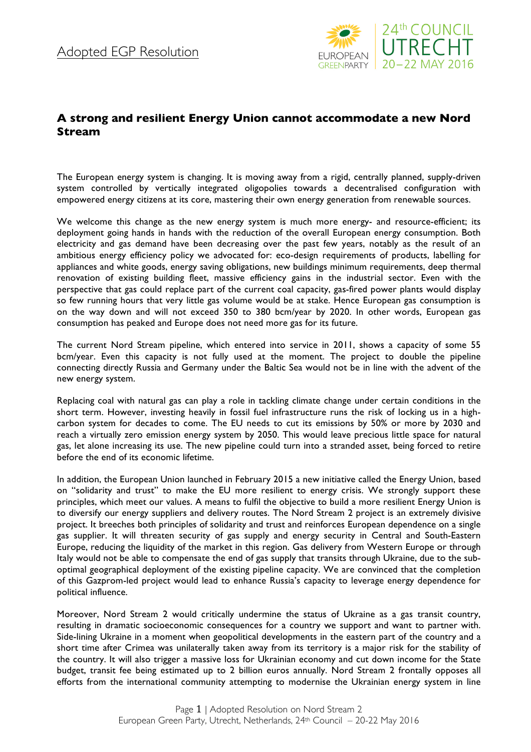Adopted EGP Resolution

# A strong and resilient Energy Union cannot accommodate a new Nord Stream

The European energy system is changing. It is moving away from a rigid, centrally planned, supply-driven system controlled by vertically integrated oligopolies towards a decentralised configuration with empowered energy citizens at its core, mastering their own energy generation from renewable sources.

We welcome this change as the new energy system is much more energy- and resource-efficient; its deployment going hands in hands with the reduction of the overall European energy consumption. Both electricity and gas demand have been decreasing over the past few years, notably as the result of an ambitious energy efficiency policy we advocated for: eco-design requirements of products, labelling for appliances and white goods, energy saving obligations, new buildings minimum requirements, deep thermal renovation of existing building fleet, massive efficiency gains in the industrial sector. Even with the perspective that gas could replace part of the current coal capacity, gas-fired power plants would display so few running hours that very little gas volume would be at stake. Hence European gas consumption is on the way down and will not exceed 350 to 380 bcm/year by 2020. In other words, European gas consumption has peaked and Europe does not need more gas for its future.

The current Nord Stream pipeline, which entered into service in 2011, shows a capacity of some 55 bcm/year. Even this capacity is not fully used at the moment. The project to double the pipeline connecting directly Russia and Germany under the Baltic Sea would not be in line with the advent of the new energy system.

Replacing coal with natural gas can play a role in tackling climate change under certain conditions in the short term. However, investing heavily in fossil fuel infrastructure runs the risk of locking us in a high-carbon system for decades to come. The EU needs to cut its emissions by 50% or more by 2030 and reach a virtually zero emission energy system by 2050. This would leave precious little space for natural gas, let alone increasing its use. The new pipeline could turn into a stranded asset, being forced to retire before the end of its economic lifetime.

In addition, the European Union launched in February 2015 a new initiative called the Energy Union, based on "solidarity and trust" to make the EU more resilient to energy crisis. We strongly support these principles, which meet our values. A means to fulfil the objective to build a more resilient Energy Union is to diversify our energy suppliers and delivery routes. The Nord Stream 2 project is an extremely divisive project. It breeches both principles of solidarity and trust and reinforces European dependence on a single gas supplier. It will threaten security of gas supply and energy security in Central and South-Eastern Europe, reducing the liquidity of the market in this region. Gas delivery from Western Europe or through Italy would not be able to compensate the end of gas supply that transits through Ukraine, due to the sub-optimal geographical deployment of the existing pipeline capacity. We are convinced that the completion of this Gazprom-led project would lead to enhance Russia's capacity to leverage energy dependence for political influence.

Moreover, Nord Stream 2 would critically undermine the status of Ukraine as a gas transit country, resulting in dramatic socioeconomic consequences for a country we support and want to partner with. Side-lining Ukraine in a moment when geopolitical developments in the eastern part of the country and a short time after Crimea was unilaterally taken away from its territory is a major risk for the stability of the country. It will also trigger a massive loss for Ukrainian economy and cut down income for the State budget, transit fee being estimated up to 2 billion euros annually. Nord Stream 2 frontally opposes all efforts from the international community attempting to modernise the Ukrainian energy system in line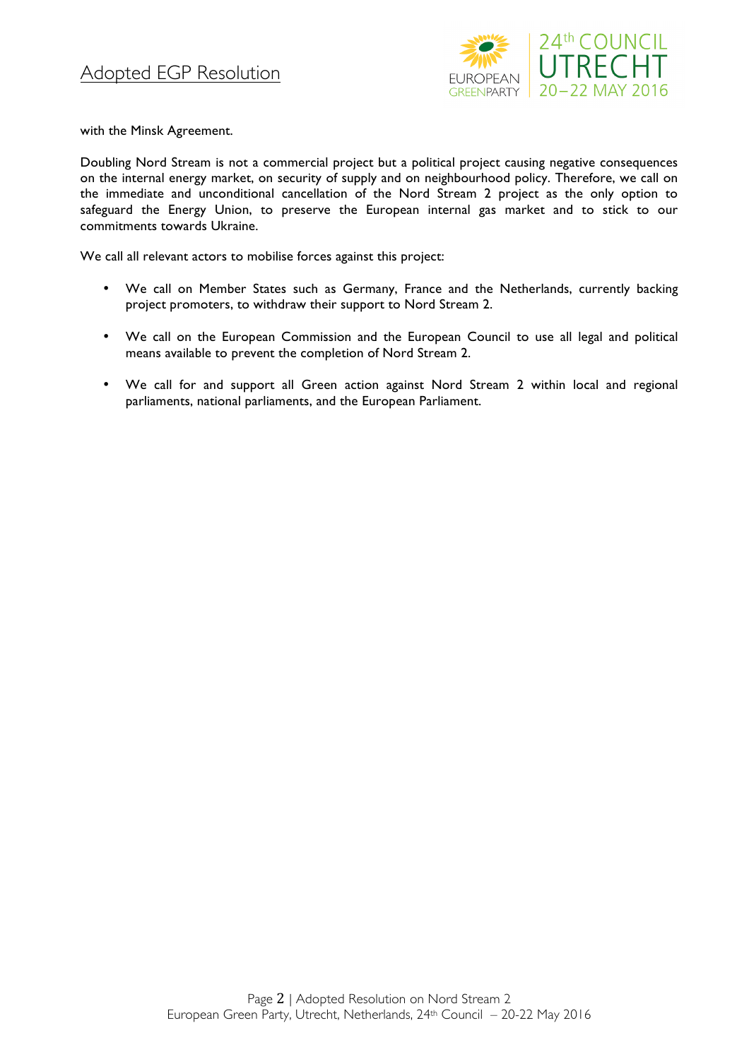with the Minsk Agreement.

Doubling Nord Stream is not a commercial project but a political project causing negative consequences on the internal energy market, on security of supply and on neighbourhood policy. Therefore, we call on the immediate and unconditional cancellation of the Nord Stream 2 project as the only option to safeguard the Energy Union, to preserve the European internal gas market and to stick to our commitments towards Ukraine.

We call all relevant actors to mobilise forces against this project:

- We call on Member States such as Germany, France and the Netherlands, currently backing project promoters, to withdraw their support to Nord Stream 2.
- We call on the European Commission and the European Council to use all legal and political means available to prevent the completion of Nord Stream 2.
- We call for and support all Green action against Nord Stream 2 within local and regional parliaments, national parliaments, and the European Parliament.